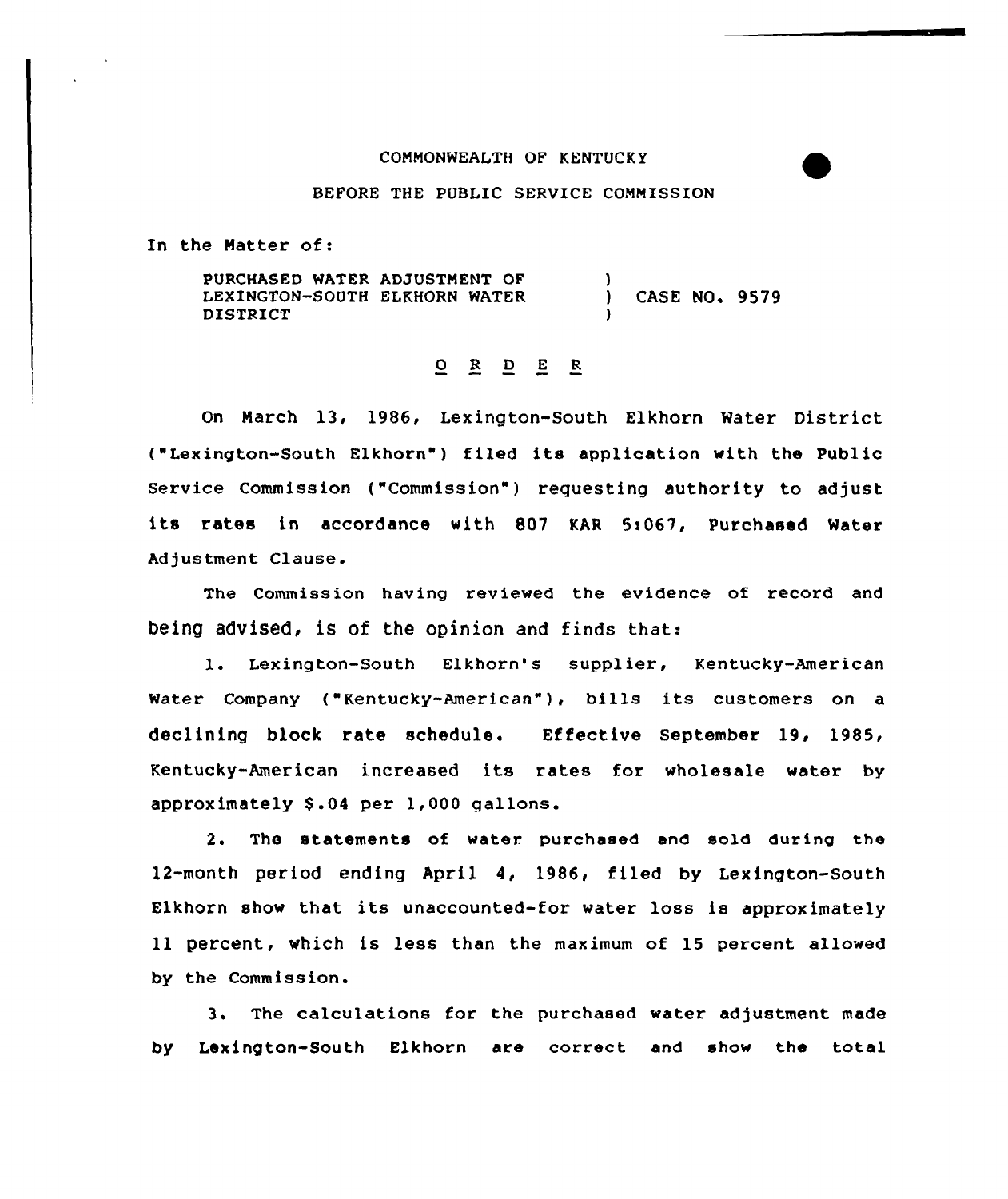COMMONWEALTH OF KENTUCKY

BEFORE THE PUBLIC SERVICE COMMISSION

In the Matter of:

| | | |
|---|---|---|
| PURCHASED WATER ADJUSTMENT OF LEXINGTON-SOUTH ELKHORN WATER DISTRICT | ) ) ) | CASE NO. 9579 |

## O R D E R

On March 13, 1986, Lexington-South Elkhorn Water District ("Lexington-South Elkhorn") filed its application with the Public Service Commission ("Commission") requesting authority to adjust its rates in accordance with 807 KAR 5:067, Purchased Water Adjustment Clause.

The Commission having reviewed the evidence of record and being advised, is of the opinion and finds that:

1. Lexington-South Elkhorn's supplier, Kentucky-American Water Company ("Kentucky-American"), bills its customers on a declining block rate schedule. Effective September 19, 1985, Kentucky-American increased its rates for wholesale water by approximately $.04 per 1,000 gallons.

2. The statements of water purchased and sold during the 12-month period ending April 4, 1986, filed by Lexington-South Elkhorn show that its unaccounted-for water loss is approximately 11 percent, which is less than the maximum of 15 percent allowed by the Commission.

3. The calculations for the purchased water adjustment made by Lexington-South Elkhorn are correct and show the total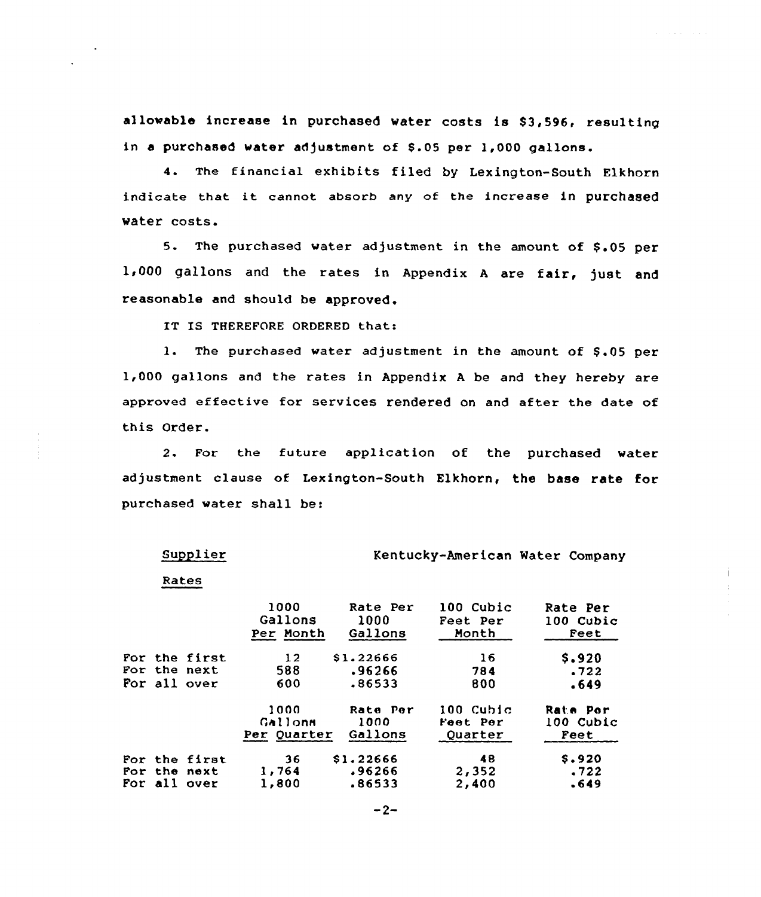allowable increase in purchased water costs is $3,596, resulting in a purchased water adjustment of $.05 per 1,000 gallons.

4. The financial exhibits filed by Lexington-South Elkhorn indicate that it cannot absorb any of the increase in purchased water costs.

5. The purchased water adjustment in the amount of $.05 per 1,000 gallons and the rates in Appendix A are fair, just and reasonable and should be approved.

IT IS THEREFORE ORDERED that:

1. The purchased water adjustment in the amount of $.05 per 1,000 gallons and the rates in Appendix A be and they hereby are approved effective for services rendered on and after the date of this Order.

2. For the future application of the purchased water adjustment clause of Lexington-South Elkhorn, the base rate for purchased water shall be:

Supplier — Kentucky-American Water Company

Rates

| | 1000 Gallons Per Month | Rate Per 1000 Gallons | 100 Cubic Feet Per Month | Rate Per 100 Cubic Feet |
|---|---|---|---|---|
| For the first | 12 | $1.22666 | 16 | $.920 |
| For the next | 588 | .96266 | 784 | .722 |
| For all over | 600 | .86533 | 800 | .649 |

| | 1000 Gallons Per Quarter | Rate Per 1000 Gallons | 100 Cubic Feet Per Quarter | Rate Per 100 Cubic Feet |
|---|---|---|---|---|
| For the first | 36 | $1.22666 | 48 | $.920 |
| For the next | 1,764 | .96266 | 2,352 | .722 |
| For all over | 1,800 | .86533 | 2,400 | .649 |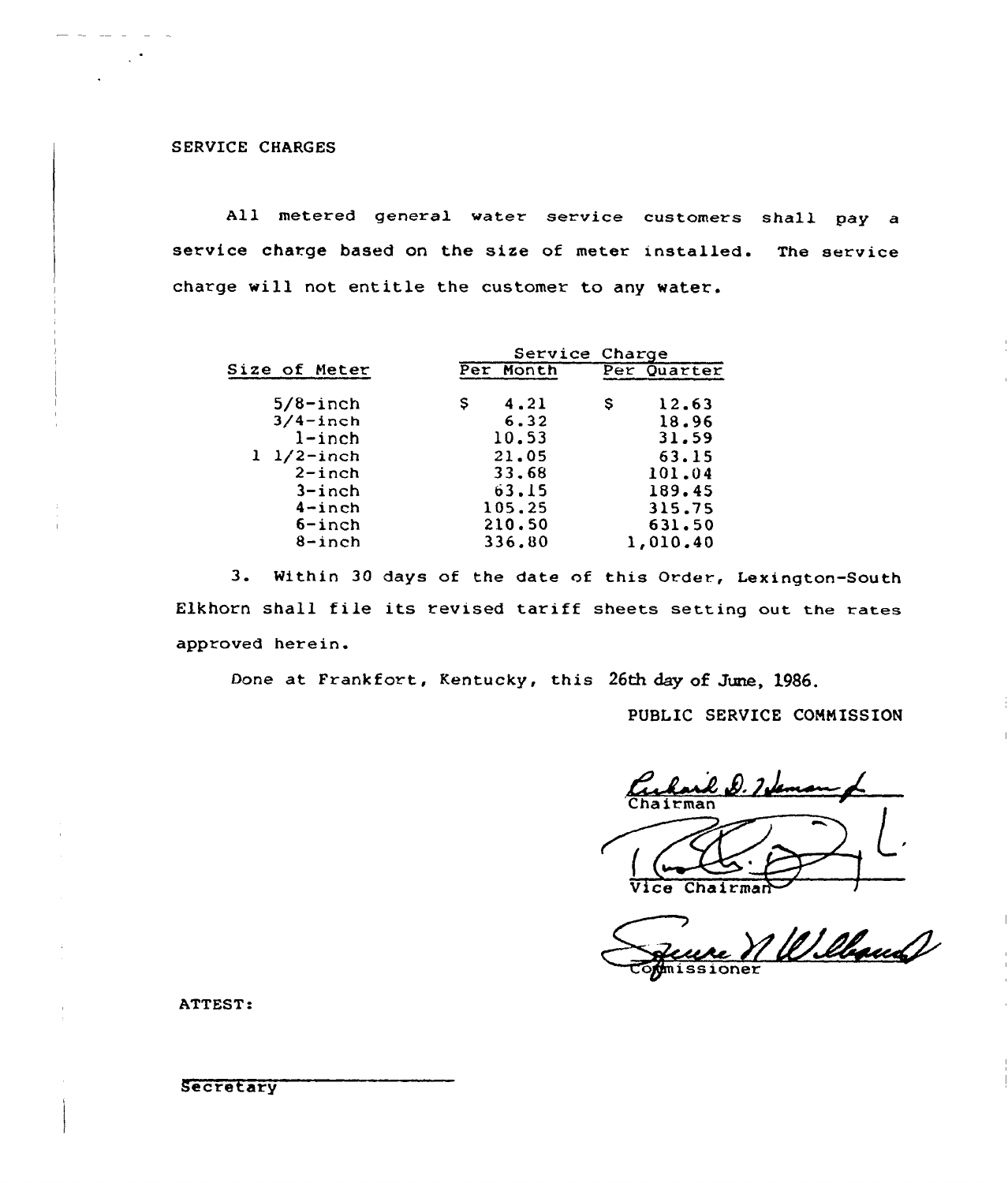SERVICE CHARGES

All metered general water service customers shall pay a service charge based on the size of meter installed. The service charge will not entitle the customer to any water.

| Size of Meter | Service Charge Per Month | Service Charge Per Quarter |
|---|---|---|
| 5/8-inch | $ 4.21 | $ 12.63 |
| 3/4-inch | 6.32 | 18.96 |
| 1-inch | 10.53 | 31.59 |
| 1 1/2-inch | 21.05 | 63.15 |
| 2-inch | 33.68 | 101.04 |
| 3-inch | 63.15 | 189.45 |
| 4-inch | 105.25 | 315.75 |
| 6-inch | 210.50 | 631.50 |
| 8-inch | 336.80 | 1,010.40 |

3. Within 30 days of the date of this Order, Lexington-South Elkhorn shall file its revised tariff sheets setting out the rates approved herein.

Done at Frankfort, Kentucky, this 26th day of June, 1986.

PUBLIC SERVICE COMMISSION

Richard D. Heman Jr.
Chairman

Vice Chairman

George N. Williams
Commissioner

ATTEST:

Secretary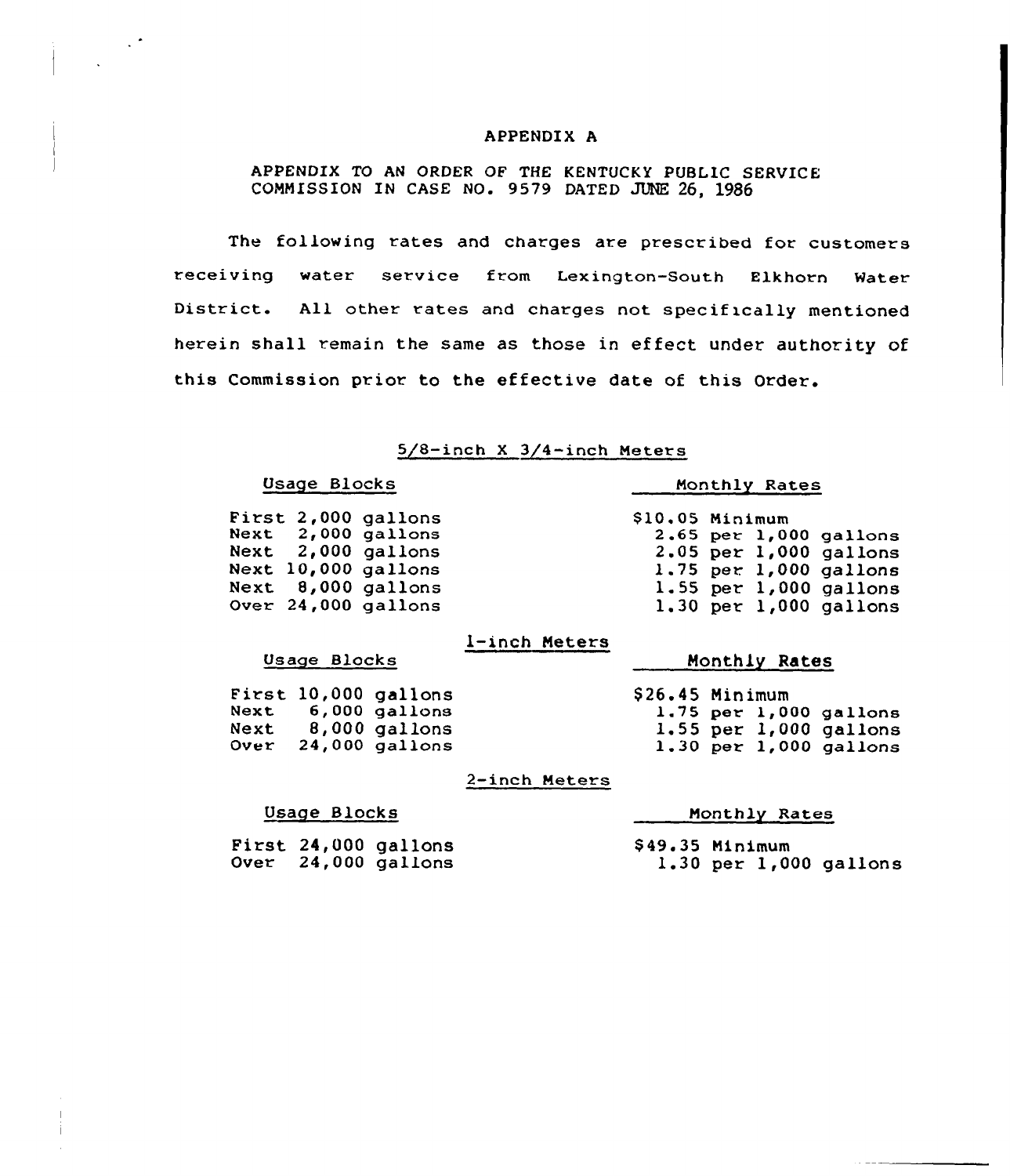# APPENDIX A

APPENDIX TO AN ORDER OF THE KENTUCKY PUBLIC SERVICE COMMISSION IN CASE NO. 9579 DATED JUNE 26, 1986

The following rates and charges are prescribed for customers receiving water service from Lexington-South Elkhorn Water District. All other rates and charges not specifically mentioned herein shall remain the same as those in effect under authority of this Commission prior to the effective date of this Order.

## 5/8-inch X 3/4-inch Meters

| Usage Blocks | Monthly Rates |
|---|---|
| First 2,000 gallons | $10.05 Minimum |
| Next 2,000 gallons | 2.65 per 1,000 gallons |
| Next 2,000 gallons | 2.05 per 1,000 gallons |
| Next 10,000 gallons | 1.75 per 1,000 gallons |
| Next 8,000 gallons | 1.55 per 1,000 gallons |
| Over 24,000 gallons | 1.30 per 1,000 gallons |

## 1-inch Meters

| Usage Blocks | Monthly Rates |
|---|---|
| First 10,000 gallons | $26.45 Minimum |
| Next 6,000 gallons | 1.75 per 1,000 gallons |
| Next 8,000 gallons | 1.55 per 1,000 gallons |
| Over 24,000 gallons | 1.30 per 1,000 gallons |

## 2-inch Meters

| Usage Blocks | Monthly Rates |
|---|---|
| First 24,000 gallons | $49.35 Minimum |
| Over 24,000 gallons | 1.30 per 1,000 gallons |